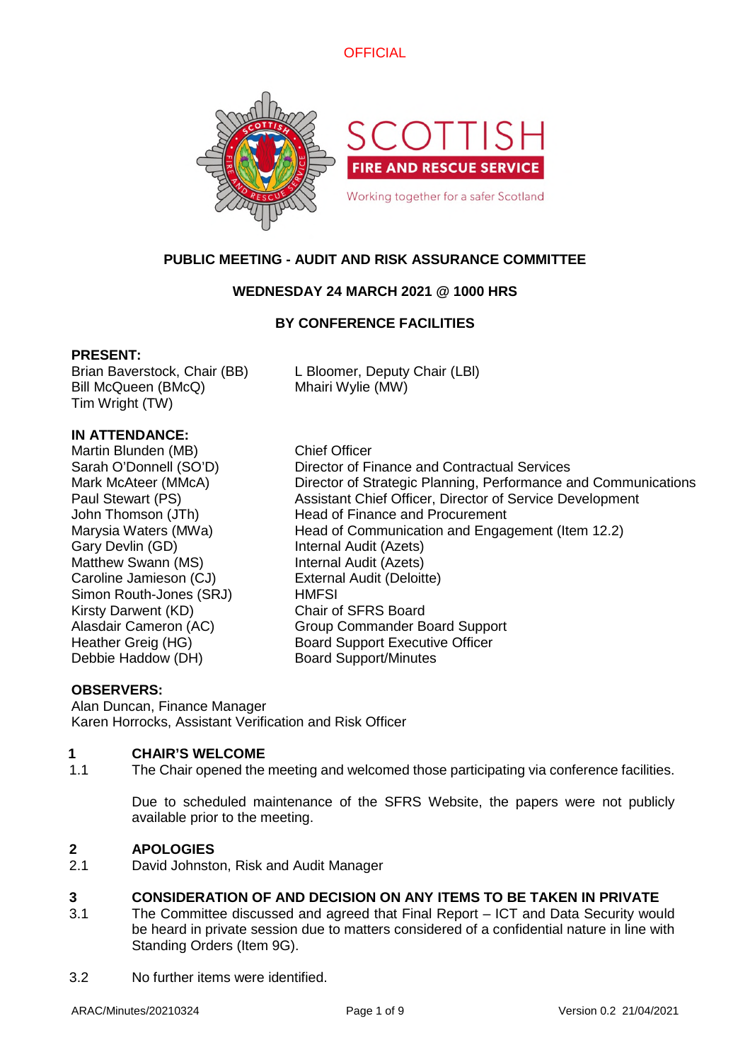OFFICIAL

# PUBLIC MEETING - AUDIT AND RISK ASSURANCE COMMITTEE

## WEDNESDAY 24 MARCH 2021 @ 1000 HRS

## BY CONFERENCE FACILITIES

**PRESENT:**

Brian Baverstock, Chair (BB)
L Bloomer, Deputy Chair (LBl)
Bill McQueen (BMcQ)
Mhairi Wylie (MW)
Tim Wright (TW)

**IN ATTENDANCE:**

| | |
|---|---|
| Martin Blunden (MB) | Chief Officer |
| Sarah O'Donnell (SO'D) | Director of Finance and Contractual Services |
| Mark McAteer (MMcA) | Director of Strategic Planning, Performance and Communications |
| Paul Stewart (PS) | Assistant Chief Officer, Director of Service Development |
| John Thomson (JTh) | Head of Finance and Procurement |
| Marysia Waters (MWa) | Head of Communication and Engagement (Item 12.2) |
| Gary Devlin (GD) | Internal Audit (Azets) |
| Matthew Swann (MS) | Internal Audit (Azets) |
| Caroline Jamieson (CJ) | External Audit (Deloitte) |
| Simon Routh-Jones (SRJ) | HMFSI |
| Kirsty Darwent (KD) | Chair of SFRS Board |
| Alasdair Cameron (AC) | Group Commander Board Support |
| Heather Greig (HG) | Board Support Executive Officer |
| Debbie Haddow (DH) | Board Support/Minutes |

**OBSERVERS:**

Alan Duncan, Finance Manager
Karen Horrocks, Assistant Verification and Risk Officer

**1 CHAIR'S WELCOME**

1.1 The Chair opened the meeting and welcomed those participating via conference facilities.

Due to scheduled maintenance of the SFRS Website, the papers were not publicly available prior to the meeting.

**2 APOLOGIES**

2.1 David Johnston, Risk and Audit Manager

**3 CONSIDERATION OF AND DECISION ON ANY ITEMS TO BE TAKEN IN PRIVATE**

3.1 The Committee discussed and agreed that Final Report – ICT and Data Security would be heard in private session due to matters considered of a confidential nature in line with Standing Orders (Item 9G).

3.2 No further items were identified.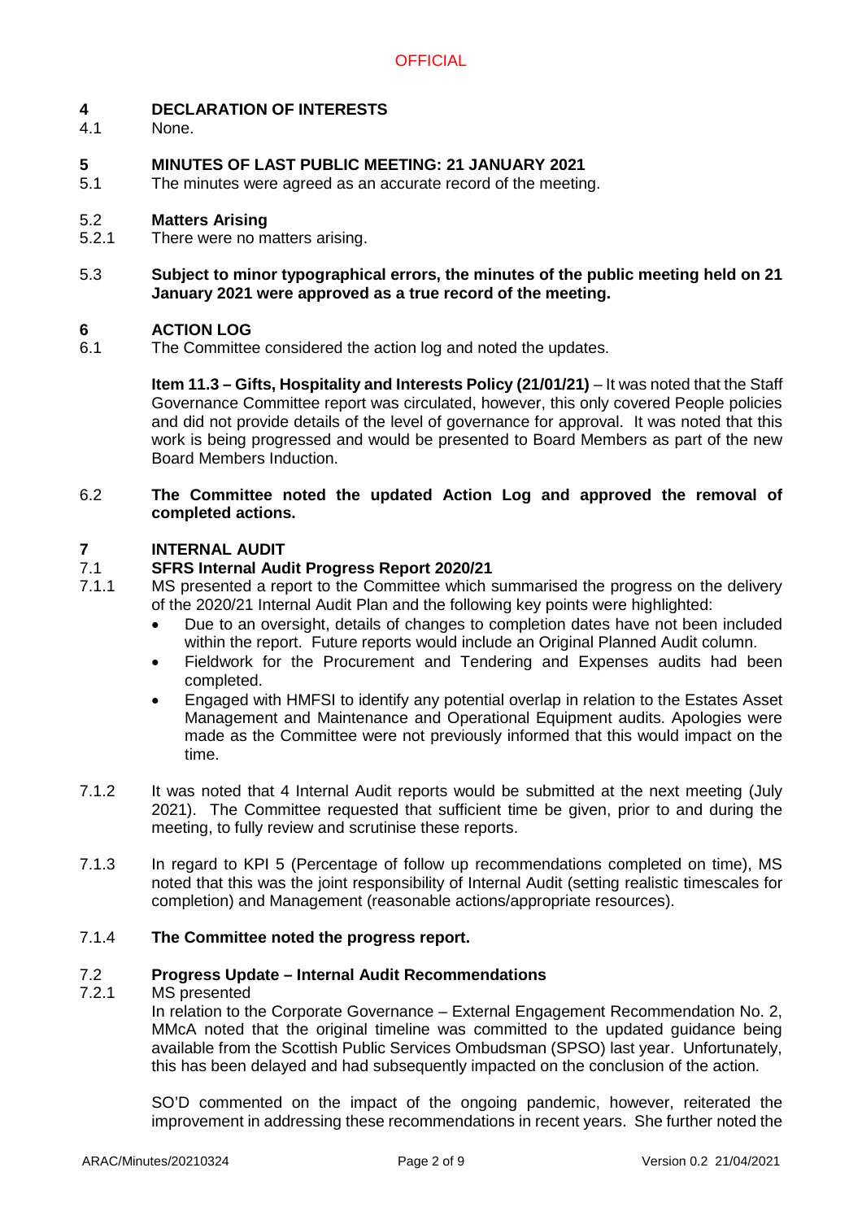## 4 DECLARATION OF INTERESTS

4.1 None.

## 5 MINUTES OF LAST PUBLIC MEETING: 21 JANUARY 2021

5.1 The minutes were agreed as an accurate record of the meeting.

### 5.2 Matters Arising

5.2.1 There were no matters arising.

5.3 **Subject to minor typographical errors, the minutes of the public meeting held on 21 January 2021 were approved as a true record of the meeting.**

## 6 ACTION LOG

6.1 The Committee considered the action log and noted the updates.

**Item 11.3 – Gifts, Hospitality and Interests Policy (21/01/21)** – It was noted that the Staff Governance Committee report was circulated, however, this only covered People policies and did not provide details of the level of governance for approval. It was noted that this work is being progressed and would be presented to Board Members as part of the new Board Members Induction.

6.2 **The Committee noted the updated Action Log and approved the removal of completed actions.**

## 7 INTERNAL AUDIT

### 7.1 SFRS Internal Audit Progress Report 2020/21

7.1.1 MS presented a report to the Committee which summarised the progress on the delivery of the 2020/21 Internal Audit Plan and the following key points were highlighted:

- Due to an oversight, details of changes to completion dates have not been included within the report. Future reports would include an Original Planned Audit column.
- Fieldwork for the Procurement and Tendering and Expenses audits had been completed.
- Engaged with HMFSI to identify any potential overlap in relation to the Estates Asset Management and Maintenance and Operational Equipment audits. Apologies were made as the Committee were not previously informed that this would impact on the time.

7.1.2 It was noted that 4 Internal Audit reports would be submitted at the next meeting (July 2021). The Committee requested that sufficient time be given, prior to and during the meeting, to fully review and scrutinise these reports.

7.1.3 In regard to KPI 5 (Percentage of follow up recommendations completed on time), MS noted that this was the joint responsibility of Internal Audit (setting realistic timescales for completion) and Management (reasonable actions/appropriate resources).

7.1.4 **The Committee noted the progress report.**

### 7.2 Progress Update – Internal Audit Recommendations

7.2.1 MS presented

In relation to the Corporate Governance – External Engagement Recommendation No. 2, MMcA noted that the original timeline was committed to the updated guidance being available from the Scottish Public Services Ombudsman (SPSO) last year. Unfortunately, this has been delayed and had subsequently impacted on the conclusion of the action.

SO'D commented on the impact of the ongoing pandemic, however, reiterated the improvement in addressing these recommendations in recent years. She further noted the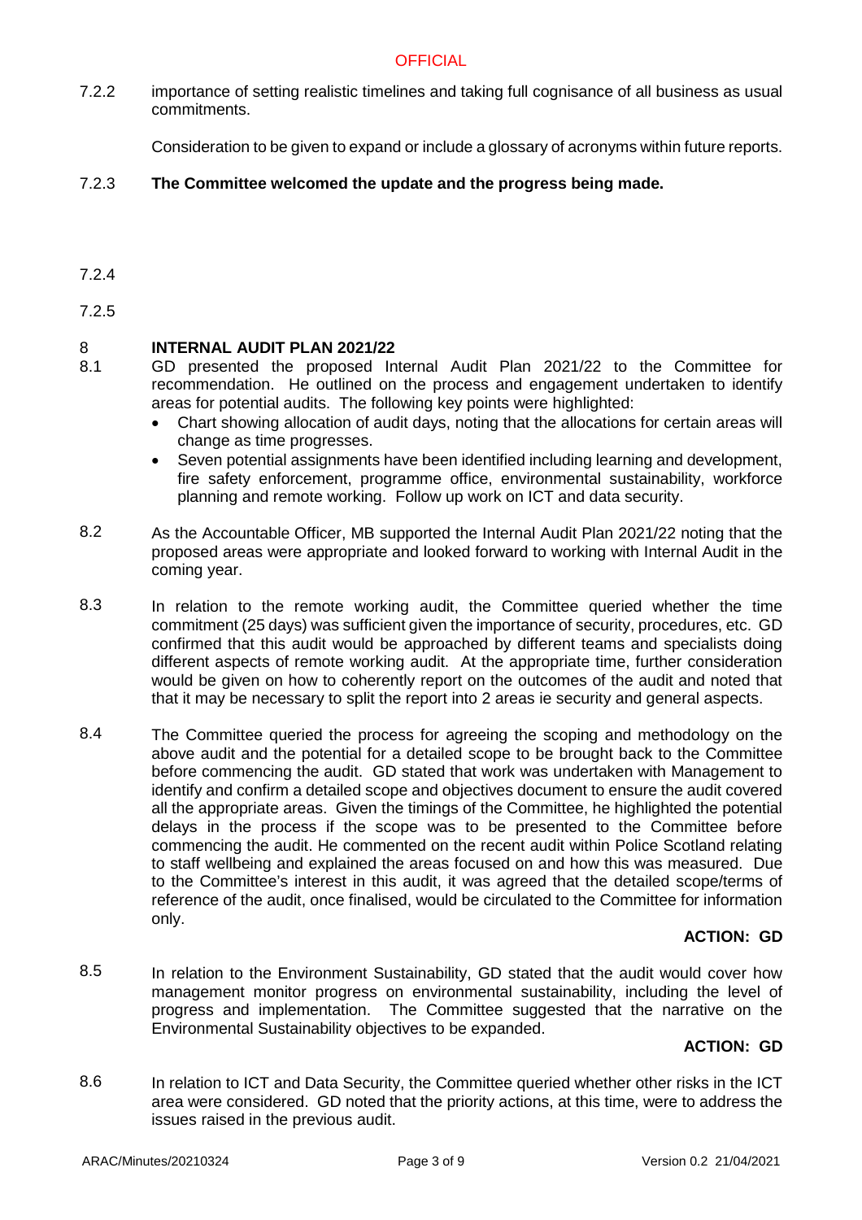7.2.2 importance of setting realistic timelines and taking full cognisance of all business as usual commitments.

Consideration to be given to expand or include a glossary of acronyms within future reports.

7.2.3 **The Committee welcomed the update and the progress being made.**

7.2.4

7.2.5

## 8 INTERNAL AUDIT PLAN 2021/22

8.1 GD presented the proposed Internal Audit Plan 2021/22 to the Committee for recommendation. He outlined on the process and engagement undertaken to identify areas for potential audits. The following key points were highlighted:

- Chart showing allocation of audit days, noting that the allocations for certain areas will change as time progresses.
- Seven potential assignments have been identified including learning and development, fire safety enforcement, programme office, environmental sustainability, workforce planning and remote working. Follow up work on ICT and data security.

8.2 As the Accountable Officer, MB supported the Internal Audit Plan 2021/22 noting that the proposed areas were appropriate and looked forward to working with Internal Audit in the coming year.

8.3 In relation to the remote working audit, the Committee queried whether the time commitment (25 days) was sufficient given the importance of security, procedures, etc. GD confirmed that this audit would be approached by different teams and specialists doing different aspects of remote working audit. At the appropriate time, further consideration would be given on how to coherently report on the outcomes of the audit and noted that that it may be necessary to split the report into 2 areas ie security and general aspects.

8.4 The Committee queried the process for agreeing the scoping and methodology on the above audit and the potential for a detailed scope to be brought back to the Committee before commencing the audit. GD stated that work was undertaken with Management to identify and confirm a detailed scope and objectives document to ensure the audit covered all the appropriate areas. Given the timings of the Committee, he highlighted the potential delays in the process if the scope was to be presented to the Committee before commencing the audit. He commented on the recent audit within Police Scotland relating to staff wellbeing and explained the areas focused on and how this was measured. Due to the Committee's interest in this audit, it was agreed that the detailed scope/terms of reference of the audit, once finalised, would be circulated to the Committee for information only.

**ACTION: GD**

8.5 In relation to the Environment Sustainability, GD stated that the audit would cover how management monitor progress on environmental sustainability, including the level of progress and implementation. The Committee suggested that the narrative on the Environmental Sustainability objectives to be expanded.

**ACTION: GD**

8.6 In relation to ICT and Data Security, the Committee queried whether other risks in the ICT area were considered. GD noted that the priority actions, at this time, were to address the issues raised in the previous audit.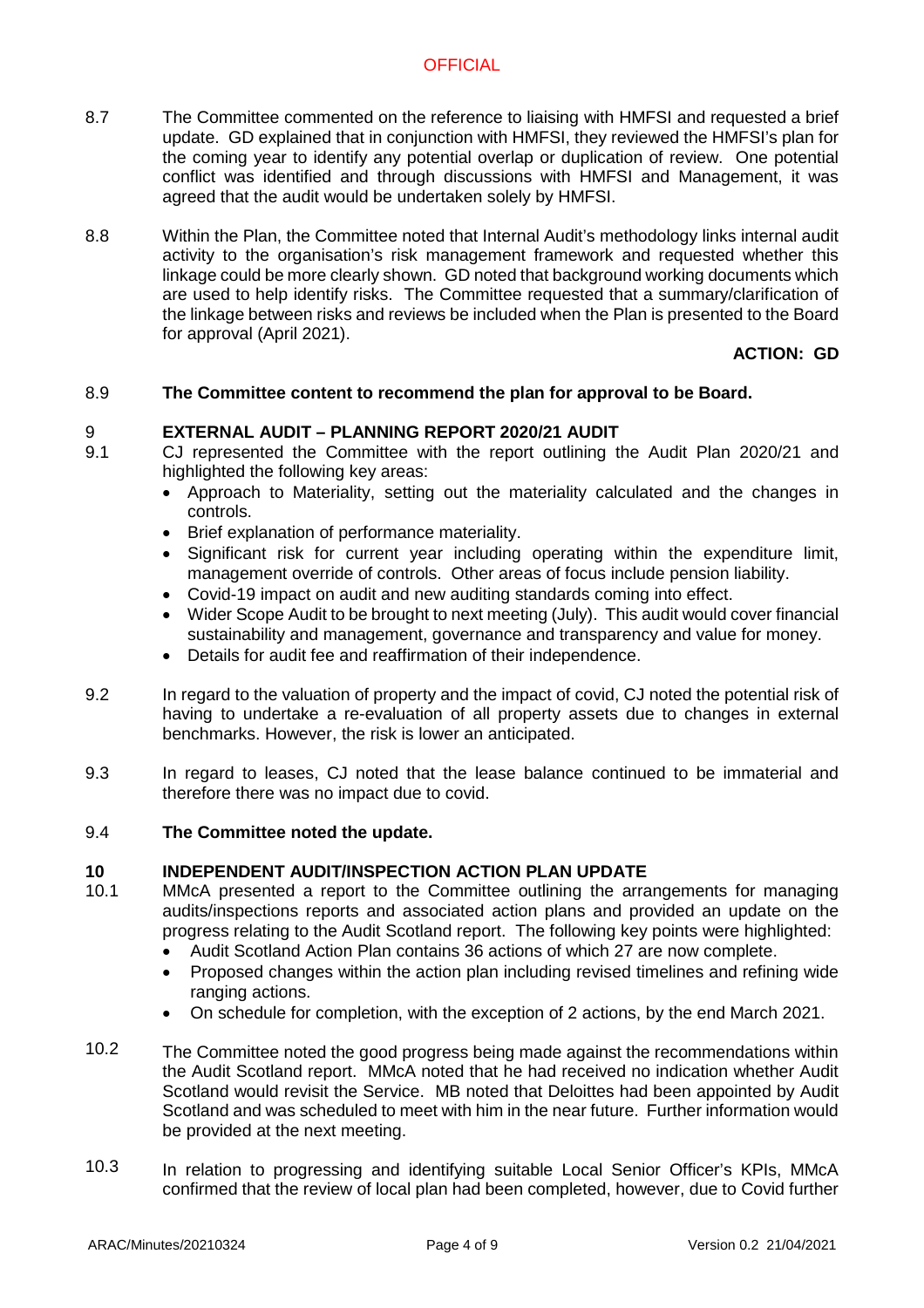8.7 The Committee commented on the reference to liaising with HMFSI and requested a brief update. GD explained that in conjunction with HMFSI, they reviewed the HMFSI's plan for the coming year to identify any potential overlap or duplication of review. One potential conflict was identified and through discussions with HMFSI and Management, it was agreed that the audit would be undertaken solely by HMFSI.

8.8 Within the Plan, the Committee noted that Internal Audit's methodology links internal audit activity to the organisation's risk management framework and requested whether this linkage could be more clearly shown. GD noted that background working documents which are used to help identify risks. The Committee requested that a summary/clarification of the linkage between risks and reviews be included when the Plan is presented to the Board for approval (April 2021).

**ACTION: GD**

8.9 **The Committee content to recommend the plan for approval to be Board.**

## 9 EXTERNAL AUDIT – PLANNING REPORT 2020/21 AUDIT

9.1 CJ represented the Committee with the report outlining the Audit Plan 2020/21 and highlighted the following key areas:

- Approach to Materiality, setting out the materiality calculated and the changes in controls.
- Brief explanation of performance materiality.
- Significant risk for current year including operating within the expenditure limit, management override of controls. Other areas of focus include pension liability.
- Covid-19 impact on audit and new auditing standards coming into effect.
- Wider Scope Audit to be brought to next meeting (July). This audit would cover financial sustainability and management, governance and transparency and value for money.
- Details for audit fee and reaffirmation of their independence.

9.2 In regard to the valuation of property and the impact of covid, CJ noted the potential risk of having to undertake a re-evaluation of all property assets due to changes in external benchmarks. However, the risk is lower an anticipated.

9.3 In regard to leases, CJ noted that the lease balance continued to be immaterial and therefore there was no impact due to covid.

9.4 **The Committee noted the update.**

## 10 INDEPENDENT AUDIT/INSPECTION ACTION PLAN UPDATE

10.1 MMcA presented a report to the Committee outlining the arrangements for managing audits/inspections reports and associated action plans and provided an update on the progress relating to the Audit Scotland report. The following key points were highlighted:

- Audit Scotland Action Plan contains 36 actions of which 27 are now complete.
- Proposed changes within the action plan including revised timelines and refining wide ranging actions.
- On schedule for completion, with the exception of 2 actions, by the end March 2021.

10.2 The Committee noted the good progress being made against the recommendations within the Audit Scotland report. MMcA noted that he had received no indication whether Audit Scotland would revisit the Service. MB noted that Deloittes had been appointed by Audit Scotland and was scheduled to meet with him in the near future. Further information would be provided at the next meeting.

10.3 In relation to progressing and identifying suitable Local Senior Officer's KPIs, MMcA confirmed that the review of local plan had been completed, however, due to Covid further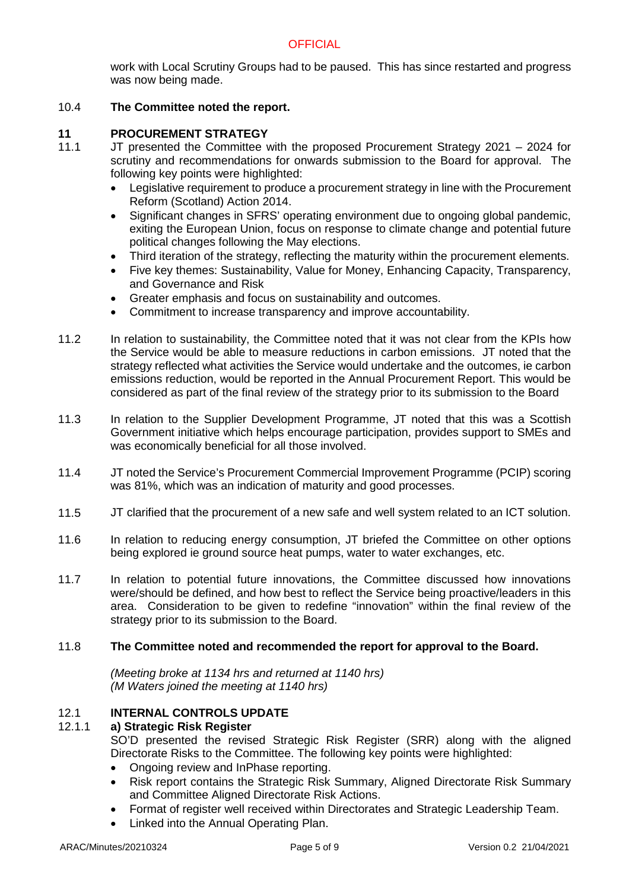work with Local Scrutiny Groups had to be paused. This has since restarted and progress was now being made.

10.4 **The Committee noted the report.**

## 11 PROCUREMENT STRATEGY

11.1 JT presented the Committee with the proposed Procurement Strategy 2021 – 2024 for scrutiny and recommendations for onwards submission to the Board for approval. The following key points were highlighted:

- Legislative requirement to produce a procurement strategy in line with the Procurement Reform (Scotland) Action 2014.
- Significant changes in SFRS' operating environment due to ongoing global pandemic, exiting the European Union, focus on response to climate change and potential future political changes following the May elections.
- Third iteration of the strategy, reflecting the maturity within the procurement elements.
- Five key themes: Sustainability, Value for Money, Enhancing Capacity, Transparency, and Governance and Risk
- Greater emphasis and focus on sustainability and outcomes.
- Commitment to increase transparency and improve accountability.

11.2 In relation to sustainability, the Committee noted that it was not clear from the KPIs how the Service would be able to measure reductions in carbon emissions. JT noted that the strategy reflected what activities the Service would undertake and the outcomes, ie carbon emissions reduction, would be reported in the Annual Procurement Report. This would be considered as part of the final review of the strategy prior to its submission to the Board

11.3 In relation to the Supplier Development Programme, JT noted that this was a Scottish Government initiative which helps encourage participation, provides support to SMEs and was economically beneficial for all those involved.

11.4 JT noted the Service's Procurement Commercial Improvement Programme (PCIP) scoring was 81%, which was an indication of maturity and good processes.

11.5 JT clarified that the procurement of a new safe and well system related to an ICT solution.

11.6 In relation to reducing energy consumption, JT briefed the Committee on other options being explored ie ground source heat pumps, water to water exchanges, etc.

11.7 In relation to potential future innovations, the Committee discussed how innovations were/should be defined, and how best to reflect the Service being proactive/leaders in this area. Consideration to be given to redefine "innovation" within the final review of the strategy prior to its submission to the Board.

11.8 **The Committee noted and recommended the report for approval to the Board.**

*(Meeting broke at 1134 hrs and returned at 1140 hrs)*
*(M Waters joined the meeting at 1140 hrs)*

## 12.1 INTERNAL CONTROLS UPDATE

### 12.1.1 a) Strategic Risk Register

SO'D presented the revised Strategic Risk Register (SRR) along with the aligned Directorate Risks to the Committee. The following key points were highlighted:

- Ongoing review and InPhase reporting.
- Risk report contains the Strategic Risk Summary, Aligned Directorate Risk Summary and Committee Aligned Directorate Risk Actions.
- Format of register well received within Directorates and Strategic Leadership Team.
- Linked into the Annual Operating Plan.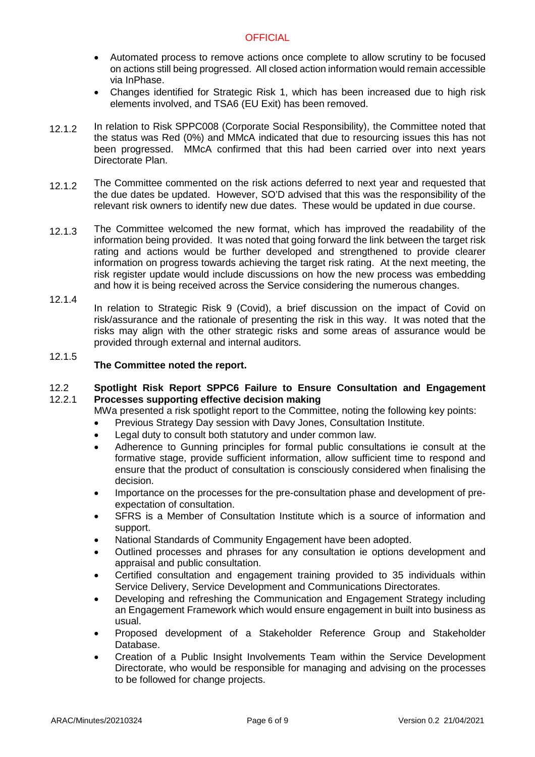- Automated process to remove actions once complete to allow scrutiny to be focused on actions still being progressed. All closed action information would remain accessible via InPhase.
- Changes identified for Strategic Risk 1, which has been increased due to high risk elements involved, and TSA6 (EU Exit) has been removed.

12.1.2 In relation to Risk SPPC008 (Corporate Social Responsibility), the Committee noted that the status was Red (0%) and MMcA indicated that due to resourcing issues this has not been progressed. MMcA confirmed that this had been carried over into next years Directorate Plan.

12.1.2 The Committee commented on the risk actions deferred to next year and requested that the due dates be updated. However, SO'D advised that this was the responsibility of the relevant risk owners to identify new due dates. These would be updated in due course.

12.1.3 The Committee welcomed the new format, which has improved the readability of the information being provided. It was noted that going forward the link between the target risk rating and actions would be further developed and strengthened to provide clearer information on progress towards achieving the target risk rating. At the next meeting, the risk register update would include discussions on how the new process was embedding and how it is being received across the Service considering the numerous changes.

12.1.4 In relation to Strategic Risk 9 (Covid), a brief discussion on the impact of Covid on risk/assurance and the rationale of presenting the risk in this way. It was noted that the risks may align with the other strategic risks and some areas of assurance would be provided through external and internal auditors.

12.1.5 **The Committee noted the report.**

**12.2 Spotlight Risk Report SPPC6 Failure to Ensure Consultation and Engagement Processes supporting effective decision making**

12.2.1 MWa presented a risk spotlight report to the Committee, noting the following key points:

- Previous Strategy Day session with Davy Jones, Consultation Institute.
- Legal duty to consult both statutory and under common law.
- Adherence to Gunning principles for formal public consultations ie consult at the formative stage, provide sufficient information, allow sufficient time to respond and ensure that the product of consultation is consciously considered when finalising the decision.
- Importance on the processes for the pre-consultation phase and development of pre-expectation of consultation.
- SFRS is a Member of Consultation Institute which is a source of information and support.
- National Standards of Community Engagement have been adopted.
- Outlined processes and phrases for any consultation ie options development and appraisal and public consultation.
- Certified consultation and engagement training provided to 35 individuals within Service Delivery, Service Development and Communications Directorates.
- Developing and refreshing the Communication and Engagement Strategy including an Engagement Framework which would ensure engagement in built into business as usual.
- Proposed development of a Stakeholder Reference Group and Stakeholder Database.
- Creation of a Public Insight Involvements Team within the Service Development Directorate, who would be responsible for managing and advising on the processes to be followed for change projects.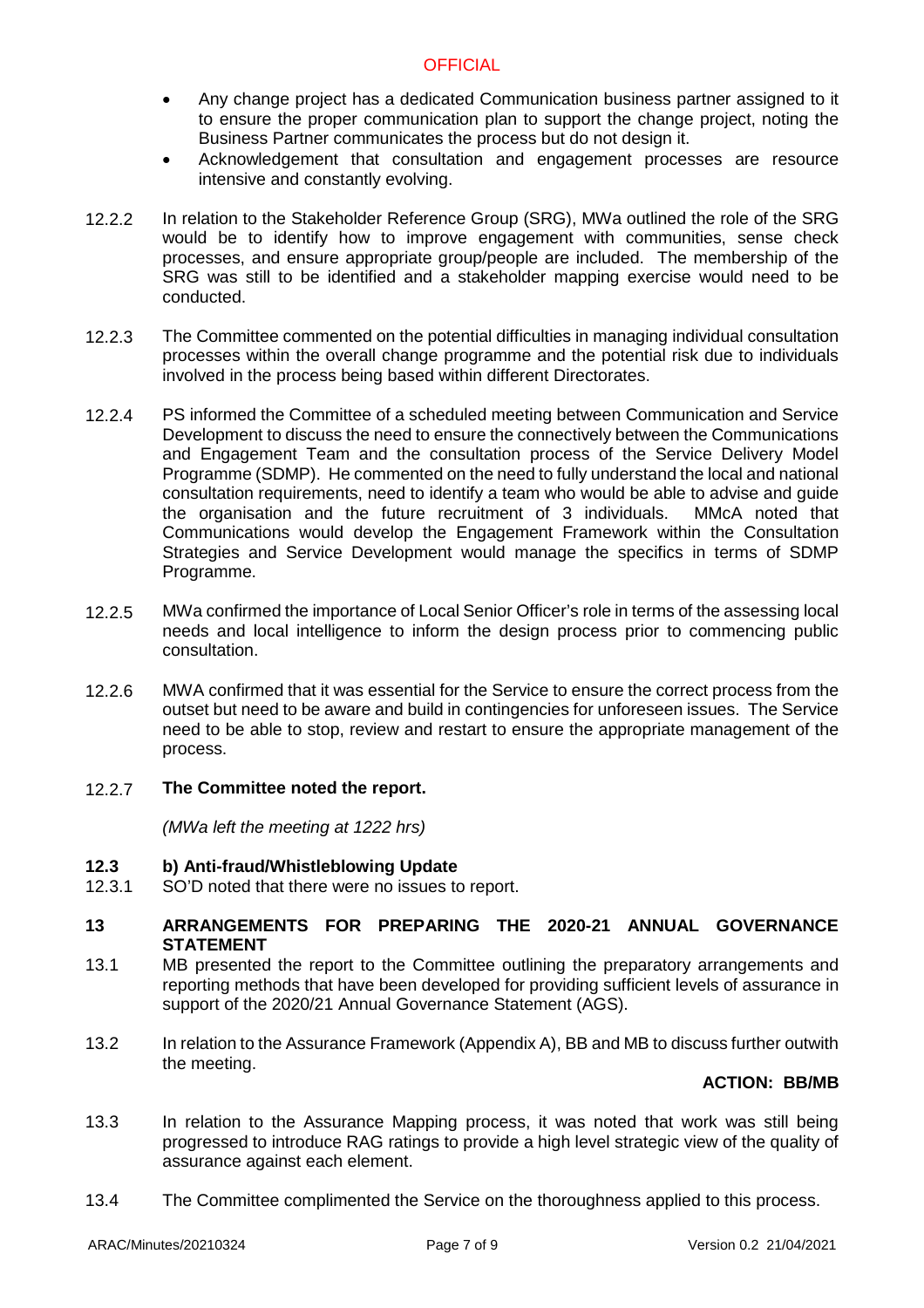- Any change project has a dedicated Communication business partner assigned to it to ensure the proper communication plan to support the change project, noting the Business Partner communicates the process but do not design it.
- Acknowledgement that consultation and engagement processes are resource intensive and constantly evolving.

12.2.2 In relation to the Stakeholder Reference Group (SRG), MWa outlined the role of the SRG would be to identify how to improve engagement with communities, sense check processes, and ensure appropriate group/people are included. The membership of the SRG was still to be identified and a stakeholder mapping exercise would need to be conducted.

12.2.3 The Committee commented on the potential difficulties in managing individual consultation processes within the overall change programme and the potential risk due to individuals involved in the process being based within different Directorates.

12.2.4 PS informed the Committee of a scheduled meeting between Communication and Service Development to discuss the need to ensure the connectively between the Communications and Engagement Team and the consultation process of the Service Delivery Model Programme (SDMP). He commented on the need to fully understand the local and national consultation requirements, need to identify a team who would be able to advise and guide the organisation and the future recruitment of 3 individuals. MMcA noted that Communications would develop the Engagement Framework within the Consultation Strategies and Service Development would manage the specifics in terms of SDMP Programme.

12.2.5 MWa confirmed the importance of Local Senior Officer's role in terms of the assessing local needs and local intelligence to inform the design process prior to commencing public consultation.

12.2.6 MWA confirmed that it was essential for the Service to ensure the correct process from the outset but need to be aware and build in contingencies for unforeseen issues. The Service need to be able to stop, review and restart to ensure the appropriate management of the process.

12.2.7 **The Committee noted the report.**

*(MWa left the meeting at 1222 hrs)*

**12.3 b) Anti-fraud/Whistleblowing Update**

12.3.1 SO'D noted that there were no issues to report.

## 13 ARRANGEMENTS FOR PREPARING THE 2020-21 ANNUAL GOVERNANCE STATEMENT

13.1 MB presented the report to the Committee outlining the preparatory arrangements and reporting methods that have been developed for providing sufficient levels of assurance in support of the 2020/21 Annual Governance Statement (AGS).

13.2 In relation to the Assurance Framework (Appendix A), BB and MB to discuss further outwith the meeting.

**ACTION: BB/MB**

13.3 In relation to the Assurance Mapping process, it was noted that work was still being progressed to introduce RAG ratings to provide a high level strategic view of the quality of assurance against each element.

13.4 The Committee complimented the Service on the thoroughness applied to this process.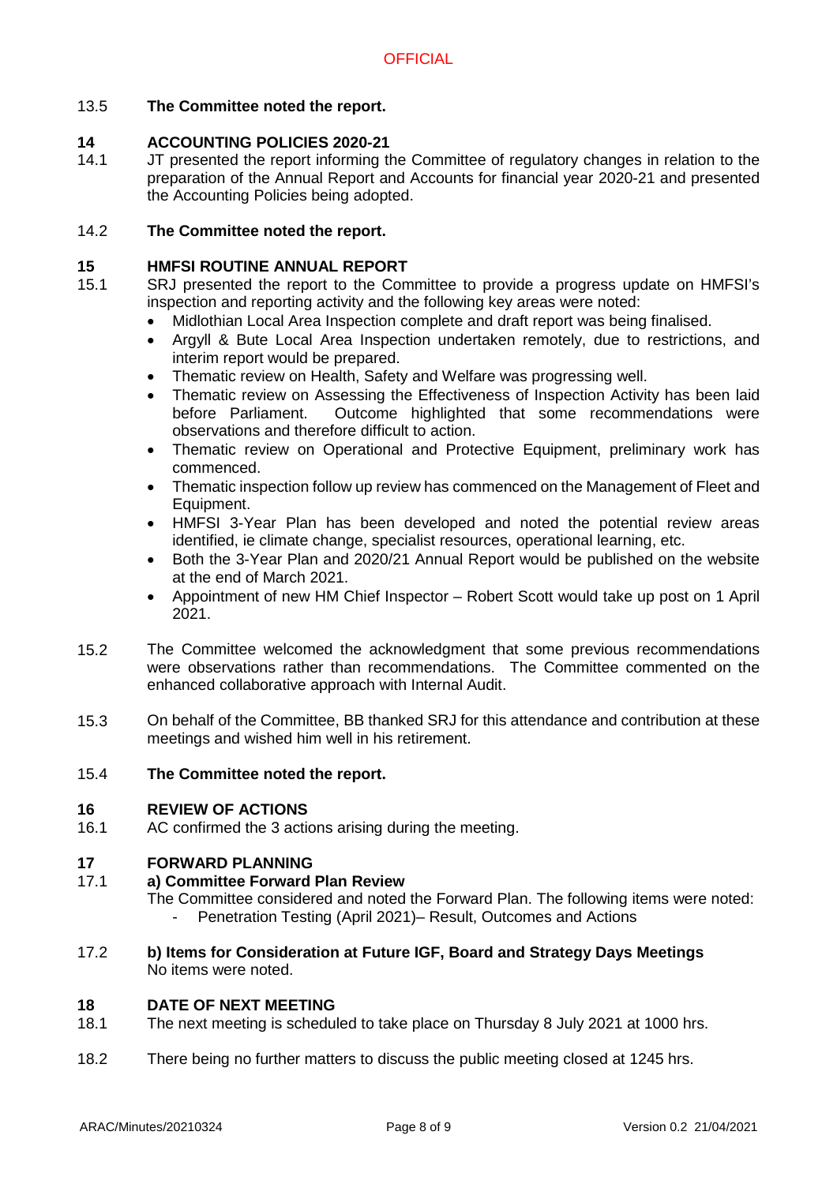13.5 **The Committee noted the report.**

## 14 ACCOUNTING POLICIES 2020-21

14.1 JT presented the report informing the Committee of regulatory changes in relation to the preparation of the Annual Report and Accounts for financial year 2020-21 and presented the Accounting Policies being adopted.

14.2 **The Committee noted the report.**

## 15 HMFSI ROUTINE ANNUAL REPORT

15.1 SRJ presented the report to the Committee to provide a progress update on HMFSI's inspection and reporting activity and the following key areas were noted:

- Midlothian Local Area Inspection complete and draft report was being finalised.
- Argyll & Bute Local Area Inspection undertaken remotely, due to restrictions, and interim report would be prepared.
- Thematic review on Health, Safety and Welfare was progressing well.
- Thematic review on Assessing the Effectiveness of Inspection Activity has been laid before Parliament. Outcome highlighted that some recommendations were observations and therefore difficult to action.
- Thematic review on Operational and Protective Equipment, preliminary work has commenced.
- Thematic inspection follow up review has commenced on the Management of Fleet and Equipment.
- HMFSI 3-Year Plan has been developed and noted the potential review areas identified, ie climate change, specialist resources, operational learning, etc.
- Both the 3-Year Plan and 2020/21 Annual Report would be published on the website at the end of March 2021.
- Appointment of new HM Chief Inspector – Robert Scott would take up post on 1 April 2021.

15.2 The Committee welcomed the acknowledgment that some previous recommendations were observations rather than recommendations. The Committee commented on the enhanced collaborative approach with Internal Audit.

15.3 On behalf of the Committee, BB thanked SRJ for this attendance and contribution at these meetings and wished him well in his retirement.

15.4 **The Committee noted the report.**

## 16 REVIEW OF ACTIONS

16.1 AC confirmed the 3 actions arising during the meeting.

## 17 FORWARD PLANNING

17.1 **a) Committee Forward Plan Review**

The Committee considered and noted the Forward Plan. The following items were noted:

- Penetration Testing (April 2021)– Result, Outcomes and Actions

17.2 **b) Items for Consideration at Future IGF, Board and Strategy Days Meetings**

No items were noted.

## 18 DATE OF NEXT MEETING

18.1 The next meeting is scheduled to take place on Thursday 8 July 2021 at 1000 hrs.

18.2 There being no further matters to discuss the public meeting closed at 1245 hrs.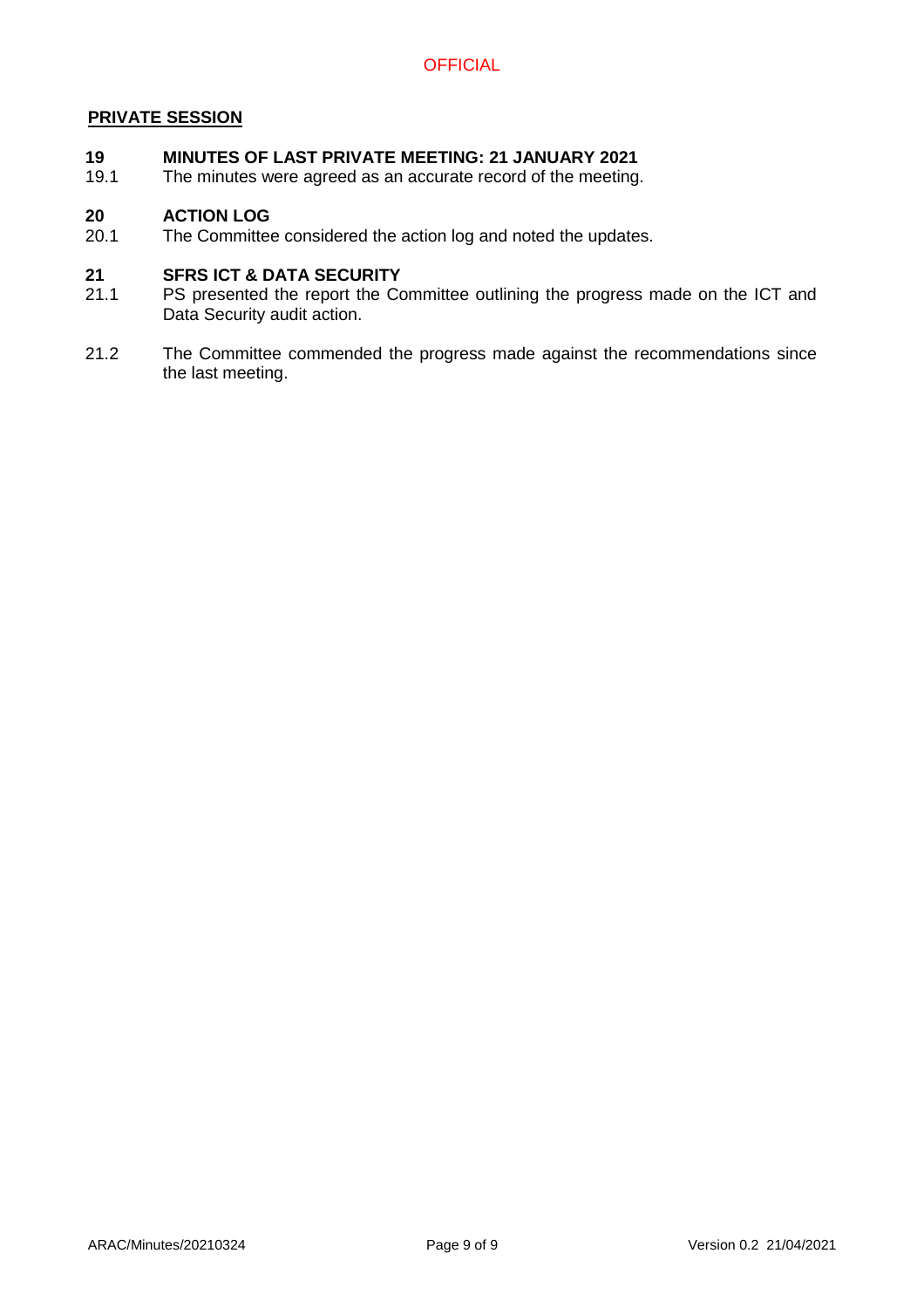**PRIVATE SESSION**

**19 MINUTES OF LAST PRIVATE MEETING: 21 JANUARY 2021**

19.1 The minutes were agreed as an accurate record of the meeting.

**20 ACTION LOG**

20.1 The Committee considered the action log and noted the updates.

**21 SFRS ICT & DATA SECURITY**

21.1 PS presented the report the Committee outlining the progress made on the ICT and Data Security audit action.

21.2 The Committee commended the progress made against the recommendations since the last meeting.